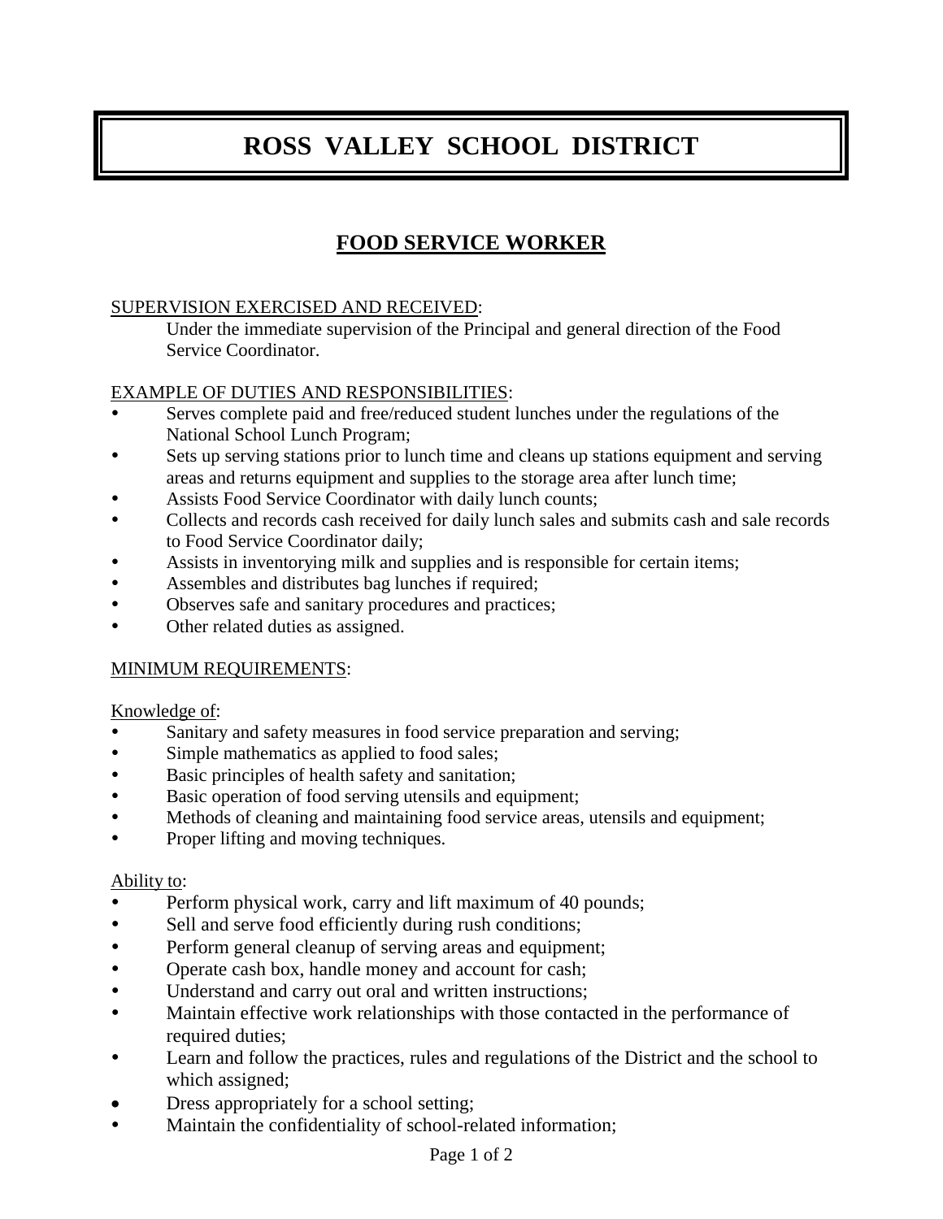# ROSS VALLEY SCHOOL DISTRICT

## FOOD SERVICE WORKER

SUPERVISION EXERCISED AND RECEIVED:

Under the immediate supervision of the Principal and general direction of the Food Service Coordinator.

EXAMPLE OF DUTIES AND RESPONSIBILITIES:

- Serves complete paid and free/reduced student lunches under the regulations of the National School Lunch Program;
- Sets up serving stations prior to lunch time and cleans up stations equipment and serving areas and returns equipment and supplies to the storage area after lunch time;
- Assists Food Service Coordinator with daily lunch counts;
- Collects and records cash received for daily lunch sales and submits cash and sale records to Food Service Coordinator daily;
- Assists in inventorying milk and supplies and is responsible for certain items;
- Assembles and distributes bag lunches if required;
- Observes safe and sanitary procedures and practices;
- Other related duties as assigned.

MINIMUM REQUIREMENTS:

Knowledge of:

- Sanitary and safety measures in food service preparation and serving;
- Simple mathematics as applied to food sales;
- Basic principles of health safety and sanitation;
- Basic operation of food serving utensils and equipment;
- Methods of cleaning and maintaining food service areas, utensils and equipment;
- Proper lifting and moving techniques.

Ability to:

- Perform physical work, carry and lift maximum of 40 pounds;
- Sell and serve food efficiently during rush conditions;
- Perform general cleanup of serving areas and equipment;
- Operate cash box, handle money and account for cash;
- Understand and carry out oral and written instructions;
- Maintain effective work relationships with those contacted in the performance of required duties;
- Learn and follow the practices, rules and regulations of the District and the school to which assigned;
- Dress appropriately for a school setting;
- Maintain the confidentiality of school-related information;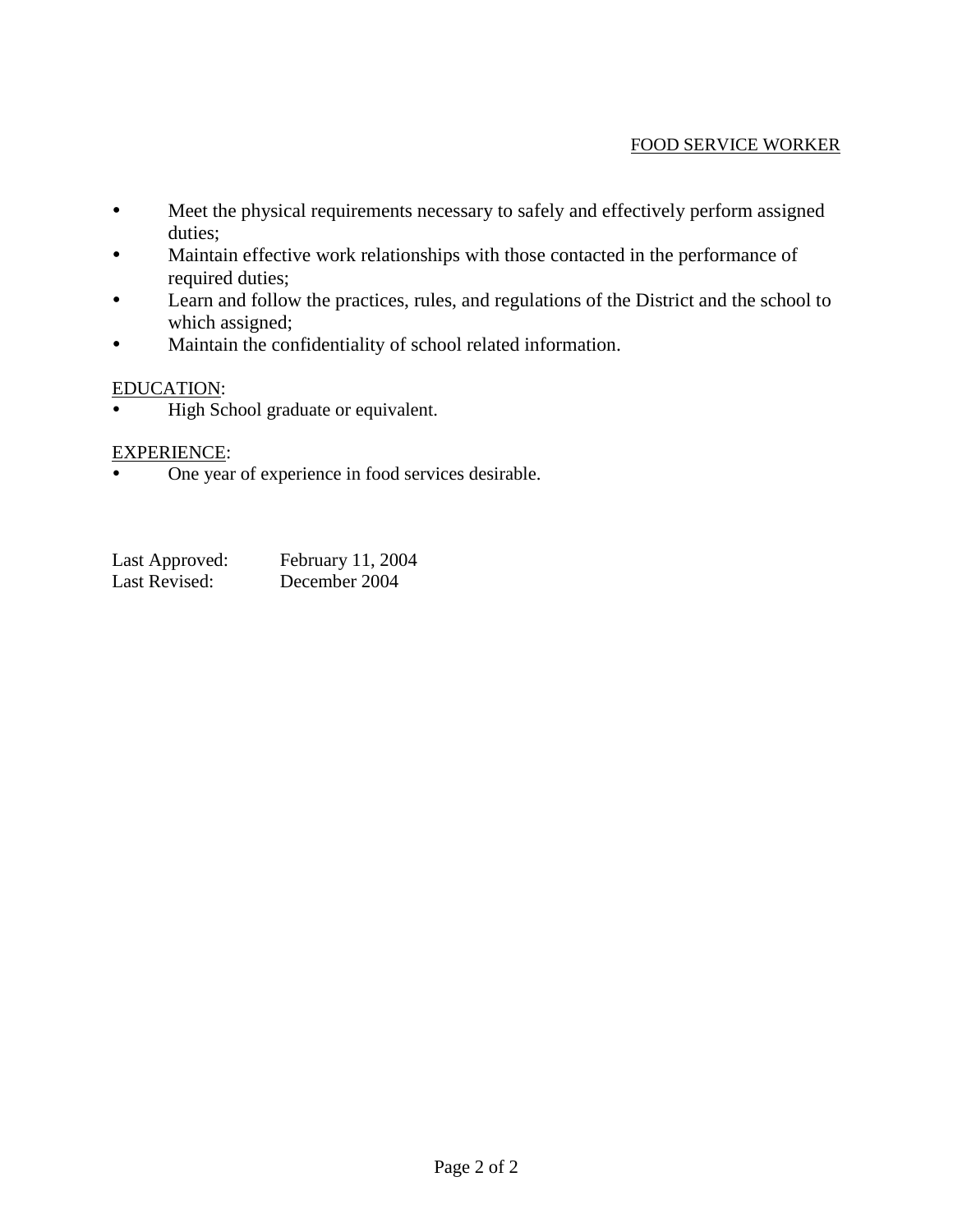- Meet the physical requirements necessary to safely and effectively perform assigned duties;
- Maintain effective work relationships with those contacted in the performance of required duties;
- Learn and follow the practices, rules, and regulations of the District and the school to which assigned;
- Maintain the confidentiality of school related information.

EDUCATION:

- High School graduate or equivalent.

EXPERIENCE:

- One year of experience in food services desirable.

Last Approved: February 11, 2004
Last Revised: December 2004